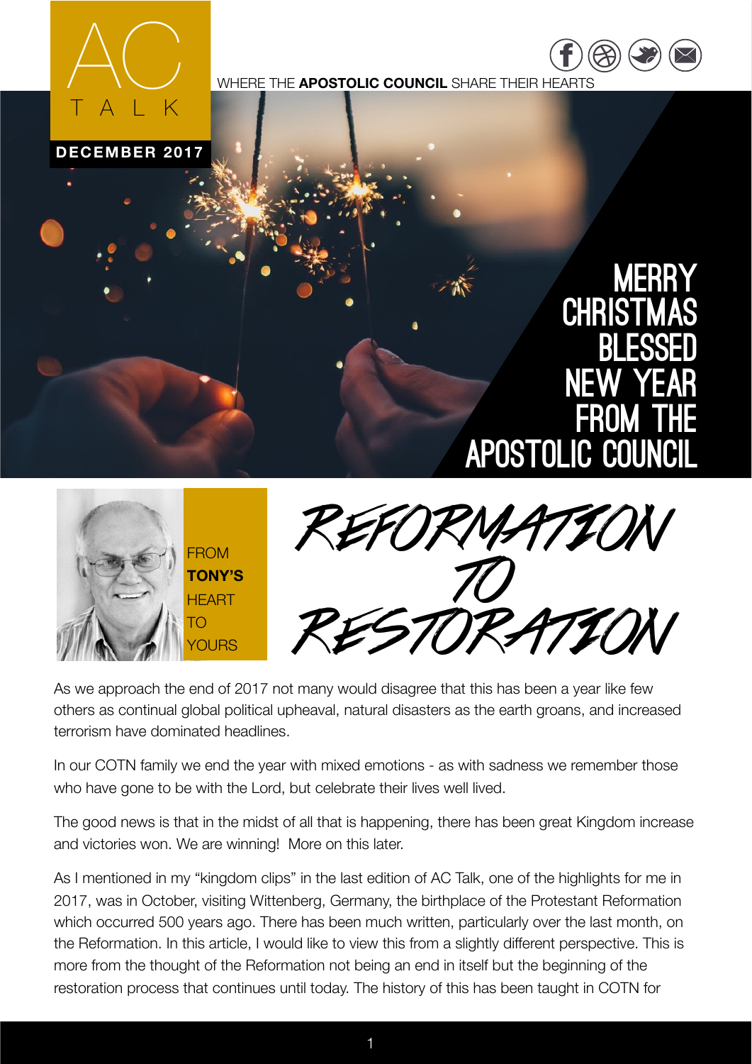# AC TALK

WHERE THE **APOSTOLIC COUNCIL** SHARE THEIR HEARTS

**DECEMBER 2017**

## MERRY CHRISTMAS BLESSED NEW YEAR FROM THE APOSTOLIC COUNCIL

FROM **TONY'S** HEART TO YOURS

# REFORMATION TO RESTORATION

As we approach the end of 2017 not many would disagree that this has been a year like few others as continual global political upheaval, natural disasters as the earth groans, and increased terrorism have dominated headlines.

In our COTN family we end the year with mixed emotions - as with sadness we remember those who have gone to be with the Lord, but celebrate their lives well lived.

The good news is that in the midst of all that is happening, there has been great Kingdom increase and victories won. We are winning! More on this later.

As I mentioned in my "kingdom clips" in the last edition of AC Talk, one of the highlights for me in 2017, was in October, visiting Wittenberg, Germany, the birthplace of the Protestant Reformation which occurred 500 years ago. There has been much written, particularly over the last month, on the Reformation. In this article, I would like to view this from a slightly different perspective. This is more from the thought of the Reformation not being an end in itself but the beginning of the restoration process that continues until today. The history of this has been taught in COTN for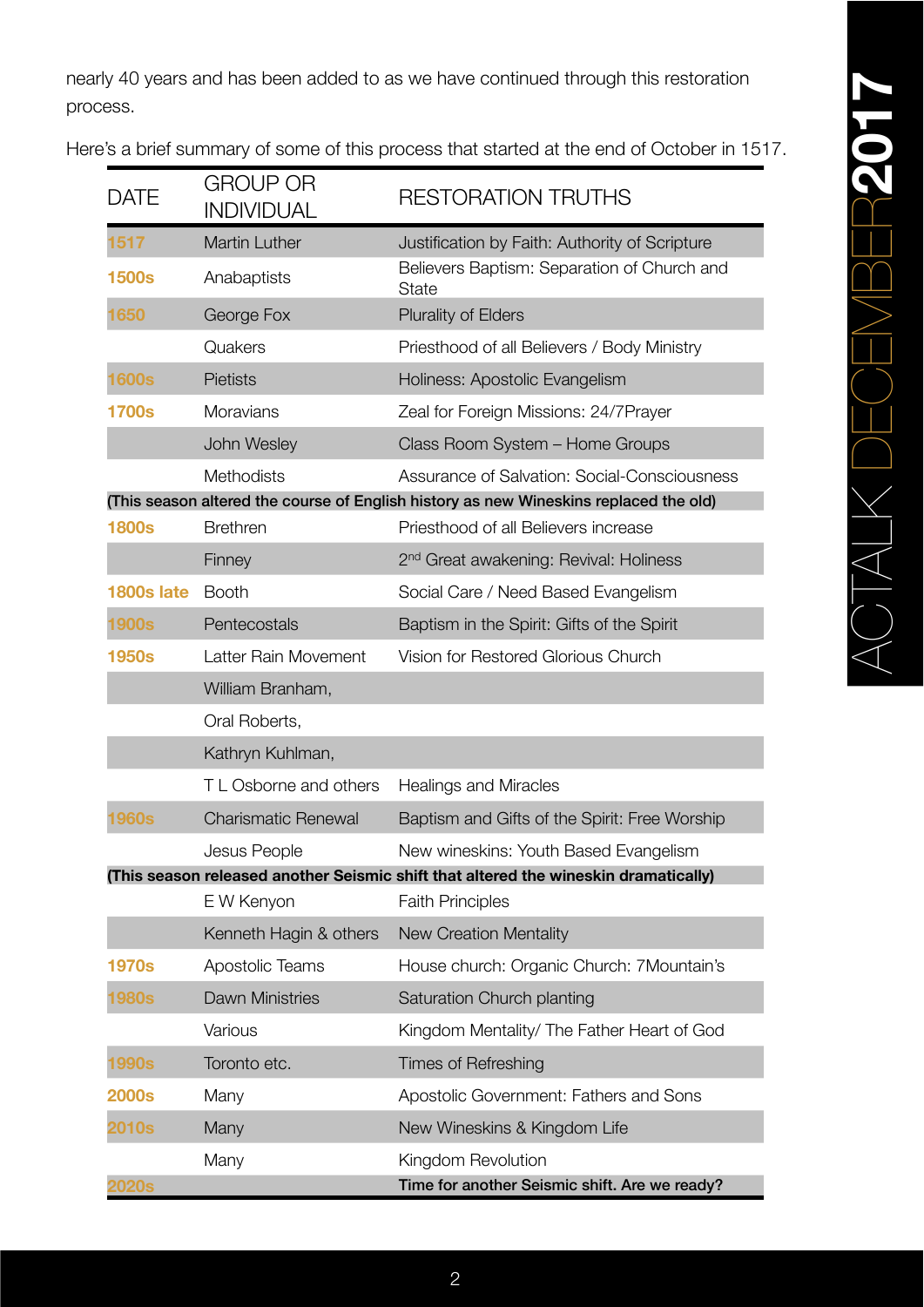nearly 40 years and has been added to as we have continued through this restoration process.

Here's a brief summary of some of this process that started at the end of October in 1517.

| DATE | GROUP OR INDIVIDUAL | RESTORATION TRUTHS |
|---|---|---|
| 1517 | Martin Luther | Justification by Faith: Authority of Scripture |
| 1500s | Anabaptists | Believers Baptism: Separation of Church and State |
| 1650 | George Fox | Plurality of Elders |
| | Quakers | Priesthood of all Believers / Body Ministry |
| 1600s | Pietists | Holiness: Apostolic Evangelism |
| 1700s | Moravians | Zeal for Foreign Missions: 24/7Prayer |
| | John Wesley | Class Room System – Home Groups |
| | Methodists | Assurance of Salvation: Social-Consciousness |
| **(This season altered the course of English history as new Wineskins replaced the old)** | | |
| 1800s | Brethren | Priesthood of all Believers increase |
| | Finney | 2nd Great awakening: Revival: Holiness |
| 1800s late | Booth | Social Care / Need Based Evangelism |
| 1900s | Pentecostals | Baptism in the Spirit: Gifts of the Spirit |
| 1950s | Latter Rain Movement | Vision for Restored Glorious Church |
| | William Branham, | |
| | Oral Roberts, | |
| | Kathryn Kuhlman, | |
| | T L Osborne and others | Healings and Miracles |
| 1960s | Charismatic Renewal | Baptism and Gifts of the Spirit: Free Worship |
| | Jesus People | New wineskins: Youth Based Evangelism |
| **(This season released another Seismic shift that altered the wineskin dramatically)** | | |
| | E W Kenyon | Faith Principles |
| | Kenneth Hagin & others | New Creation Mentality |
| 1970s | Apostolic Teams | House church: Organic Church: 7Mountain's |
| 1980s | Dawn Ministries | Saturation Church planting |
| | Various | Kingdom Mentality/ The Father Heart of God |
| 1990s | Toronto etc. | Times of Refreshing |
| 2000s | Many | Apostolic Government: Fathers and Sons |
| 2010s | Many | New Wineskins & Kingdom Life |
| | Many | Kingdom Revolution |
| 2020s | | **Time for another Seismic shift. Are we ready?** |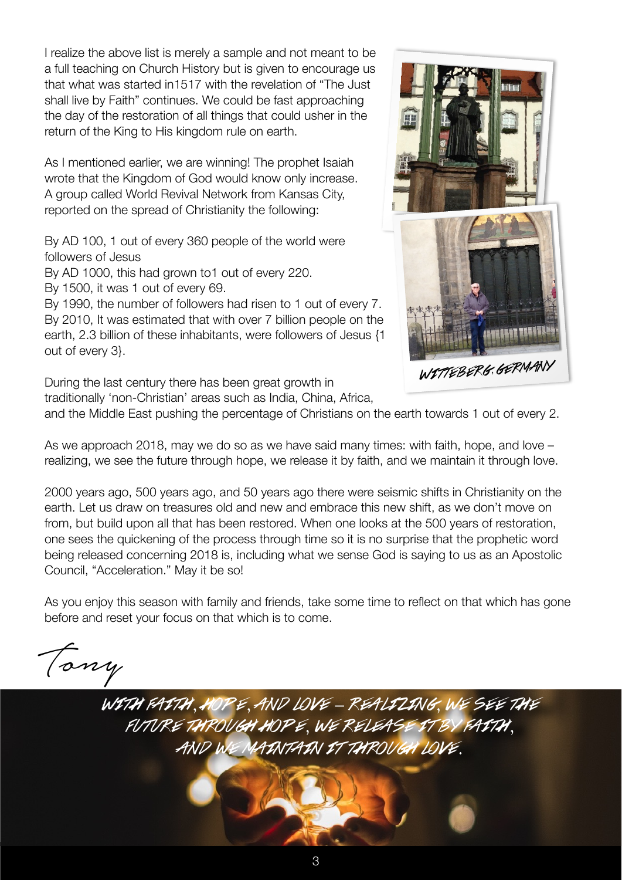I realize the above list is merely a sample and not meant to be a full teaching on Church History but is given to encourage us that what was started in1517 with the revelation of "The Just shall live by Faith" continues. We could be fast approaching the day of the restoration of all things that could usher in the return of the King to His kingdom rule on earth.

As I mentioned earlier, we are winning! The prophet Isaiah wrote that the Kingdom of God would know only increase. A group called World Revival Network from Kansas City, reported on the spread of Christianity the following:

By AD 100, 1 out of every 360 people of the world were followers of Jesus
By AD 1000, this had grown to1 out of every 220.
By 1500, it was 1 out of every 69.
By 1990, the number of followers had risen to 1 out of every 7.
By 2010, It was estimated that with over 7 billion people on the earth, 2.3 billion of these inhabitants, were followers of Jesus {1 out of every 3}.

WITTEBERG. GERMANY

During the last century there has been great growth in traditionally 'non-Christian' areas such as India, China, Africa, and the Middle East pushing the percentage of Christians on the earth towards 1 out of every 2.

As we approach 2018, may we do so as we have said many times: with faith, hope, and love – realizing, we see the future through hope, we release it by faith, and we maintain it through love.

2000 years ago, 500 years ago, and 50 years ago there were seismic shifts in Christianity on the earth. Let us draw on treasures old and new and embrace this new shift, as we don't move on from, but build upon all that has been restored. When one looks at the 500 years of restoration, one sees the quickening of the process through time so it is no surprise that the prophetic word being released concerning 2018 is, including what we sense God is saying to us as an Apostolic Council, "Acceleration." May it be so!

As you enjoy this season with family and friends, take some time to reflect on that which has gone before and reset your focus on that which is to come.

Tony

WITH FAITH, HOPE, AND LOVE – REALIZING, WE SEE THE FUTURE THROUGH HOPE, WE RELEASE IT BY FAITH, AND WE MAINTAIN IT THROUGH LOVE.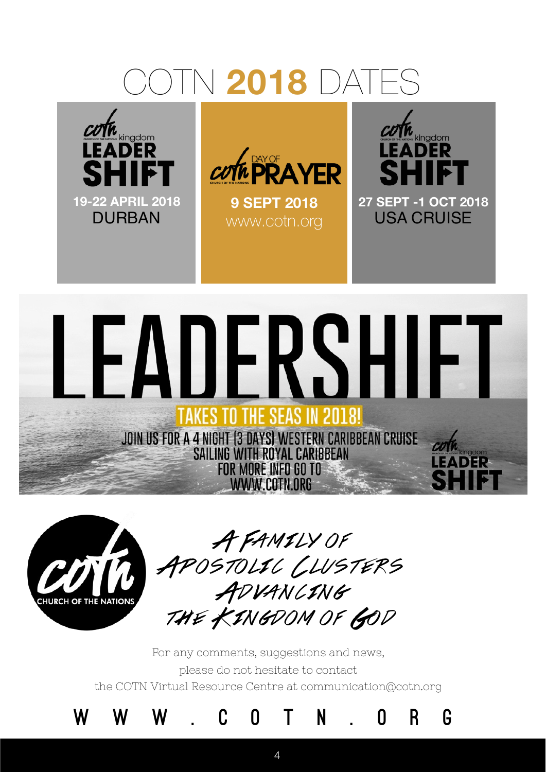# COTN **2018** DATES

**cotn kingdom LEADER SHIFT**
**19-22 APRIL 2018**
DURBAN

**cotn DAY OF PRAYER**
**9 SEPT 2018**
www.cotn.org

**cotn kingdom LEADER SHIFT**
**27 SEPT -1 OCT 2018**
USA CRUISE

# LEADERSHIFT

**TAKES TO THE SEAS IN 2018!**

JOIN US FOR A 4 NIGHT (3 DAYS) WESTERN CARIBBEAN CRUISE
SAILING WITH ROYAL CARIBBEAN
FOR MORE INFO GO TO
WWW.COTN.ORG

cotn kingdom LEADER SHIFT

cotn CHURCH OF THE NATIONS

*A FAMILY OF APOSTOLIC CLUSTERS ADVANCING THE KINGDOM OF GOD*

For any comments, suggestions and news,
please do not hesitate to contact
the COTN Virtual Resource Centre at communication@cotn.org

W W W . C O T N . O R G